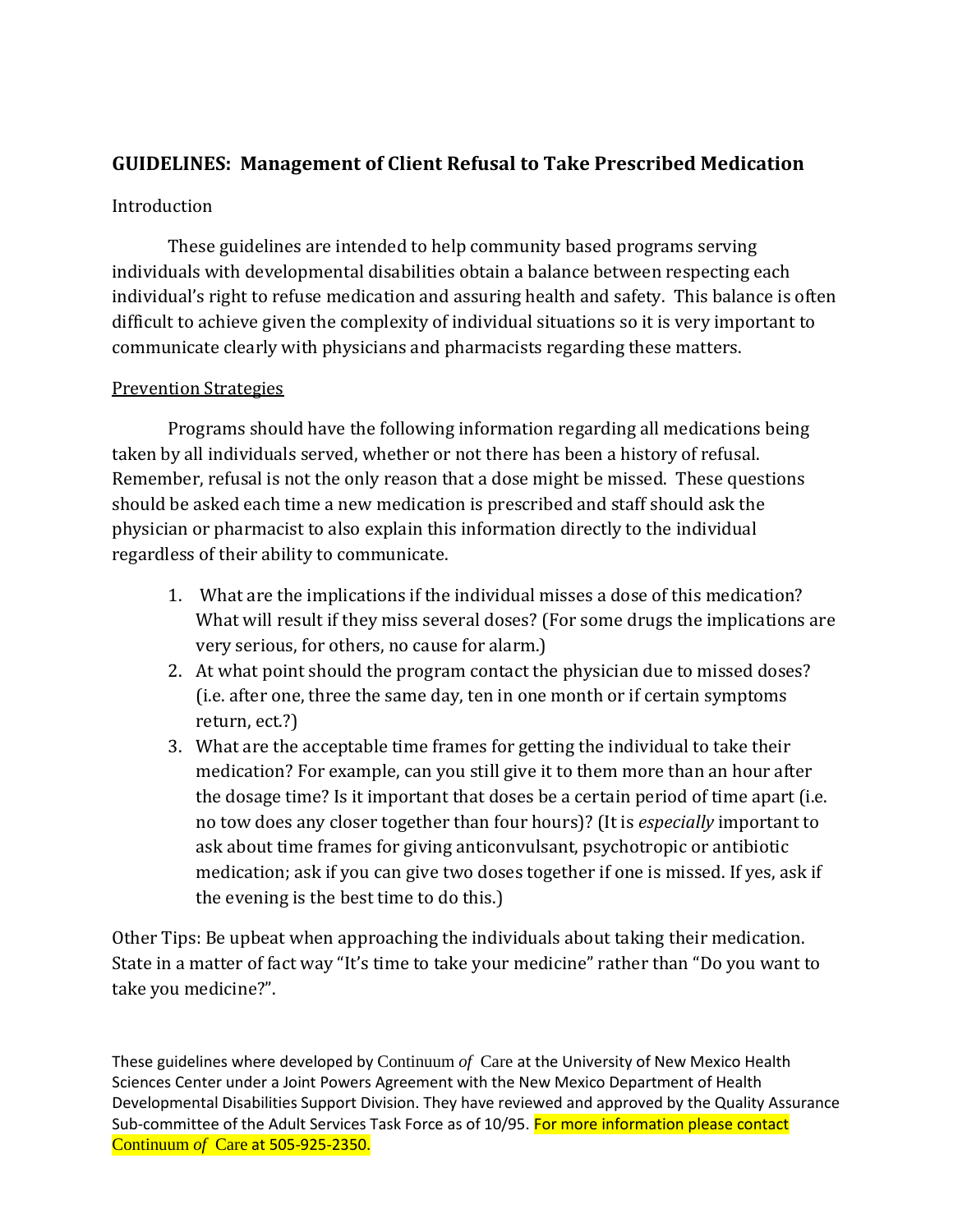## GUIDELINES: Management of Client Refusal to Take Prescribed Medication

Introduction

These guidelines are intended to help community based programs serving individuals with developmental disabilities obtain a balance between respecting each individual's right to refuse medication and assuring health and safety. This balance is often difficult to achieve given the complexity of individual situations so it is very important to communicate clearly with physicians and pharmacists regarding these matters.

Prevention Strategies

Programs should have the following information regarding all medications being taken by all individuals served, whether or not there has been a history of refusal. Remember, refusal is not the only reason that a dose might be missed. These questions should be asked each time a new medication is prescribed and staff should ask the physician or pharmacist to also explain this information directly to the individual regardless of their ability to communicate.

1. What are the implications if the individual misses a dose of this medication? What will result if they miss several doses? (For some drugs the implications are very serious, for others, no cause for alarm.)
2. At what point should the program contact the physician due to missed doses? (i.e. after one, three the same day, ten in one month or if certain symptoms return, ect.?)
3. What are the acceptable time frames for getting the individual to take their medication? For example, can you still give it to them more than an hour after the dosage time? Is it important that doses be a certain period of time apart (i.e. no tow does any closer together than four hours)? (It is *especially* important to ask about time frames for giving anticonvulsant, psychotropic or antibiotic medication; ask if you can give two doses together if one is missed. If yes, ask if the evening is the best time to do this.)

Other Tips: Be upbeat when approaching the individuals about taking their medication. State in a matter of fact way "It's time to take your medicine" rather than "Do you want to take you medicine?".

These guidelines where developed by Continuum *of* Care at the University of New Mexico Health Sciences Center under a Joint Powers Agreement with the New Mexico Department of Health Developmental Disabilities Support Division. They have reviewed and approved by the Quality Assurance Sub-committee of the Adult Services Task Force as of 10/95. For more information please contact Continuum *of* Care at 505-925-2350.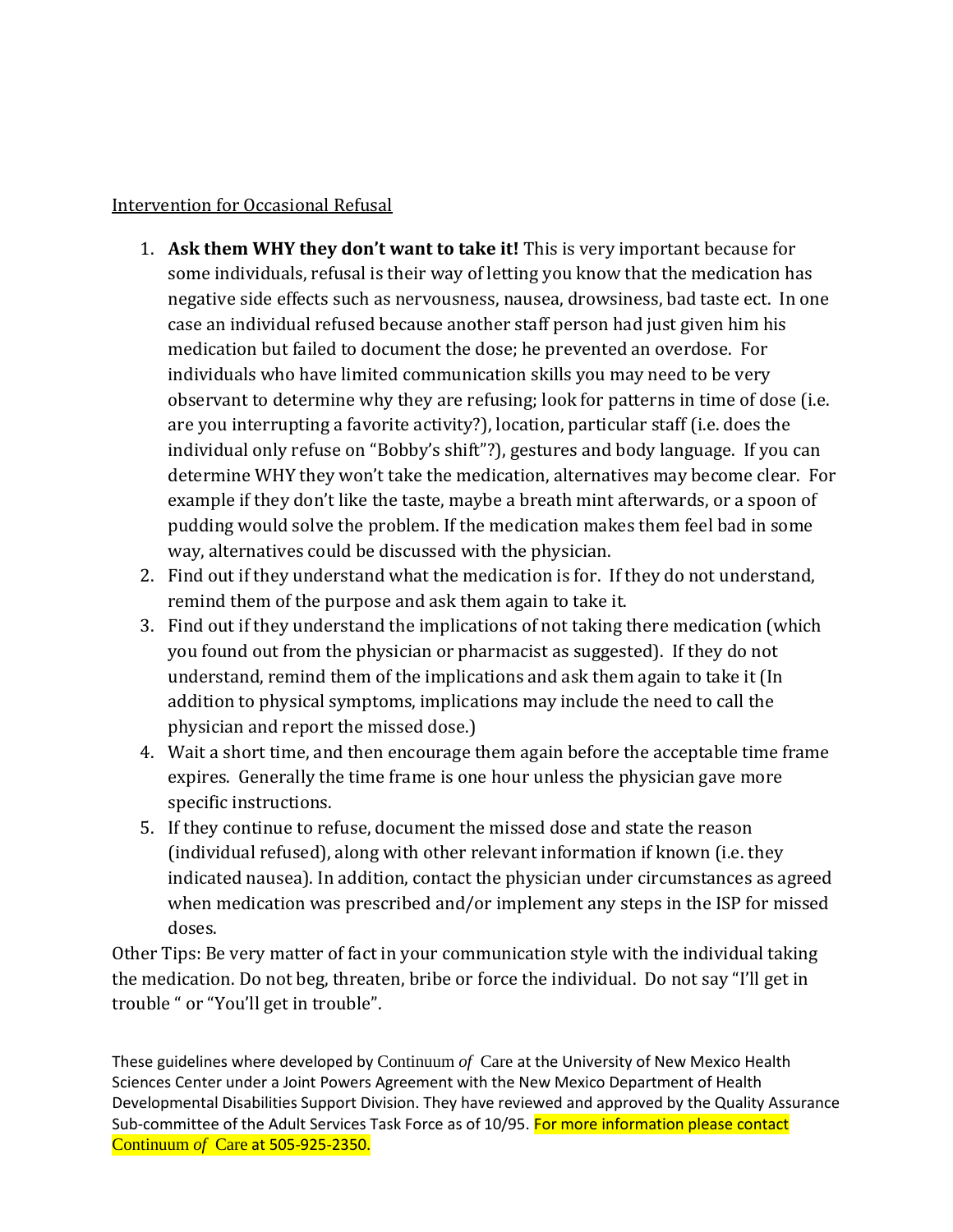Intervention for Occasional Refusal

1. **Ask them WHY they don't want to take it!** This is very important because for some individuals, refusal is their way of letting you know that the medication has negative side effects such as nervousness, nausea, drowsiness, bad taste ect. In one case an individual refused because another staff person had just given him his medication but failed to document the dose; he prevented an overdose. For individuals who have limited communication skills you may need to be very observant to determine why they are refusing; look for patterns in time of dose (i.e. are you interrupting a favorite activity?), location, particular staff (i.e. does the individual only refuse on "Bobby's shift"?), gestures and body language. If you can determine WHY they won't take the medication, alternatives may become clear. For example if they don't like the taste, maybe a breath mint afterwards, or a spoon of pudding would solve the problem. If the medication makes them feel bad in some way, alternatives could be discussed with the physician.
2. Find out if they understand what the medication is for. If they do not understand, remind them of the purpose and ask them again to take it.
3. Find out if they understand the implications of not taking there medication (which you found out from the physician or pharmacist as suggested). If they do not understand, remind them of the implications and ask them again to take it (In addition to physical symptoms, implications may include the need to call the physician and report the missed dose.)
4. Wait a short time, and then encourage them again before the acceptable time frame expires. Generally the time frame is one hour unless the physician gave more specific instructions.
5. If they continue to refuse, document the missed dose and state the reason (individual refused), along with other relevant information if known (i.e. they indicated nausea). In addition, contact the physician under circumstances as agreed when medication was prescribed and/or implement any steps in the ISP for missed doses.

Other Tips: Be very matter of fact in your communication style with the individual taking the medication. Do not beg, threaten, bribe or force the individual. Do not say "I'll get in trouble " or "You'll get in trouble".

These guidelines where developed by Continuum *of* Care at the University of New Mexico Health Sciences Center under a Joint Powers Agreement with the New Mexico Department of Health Developmental Disabilities Support Division. They have reviewed and approved by the Quality Assurance Sub-committee of the Adult Services Task Force as of 10/95. For more information please contact Continuum *of* Care at 505-925-2350.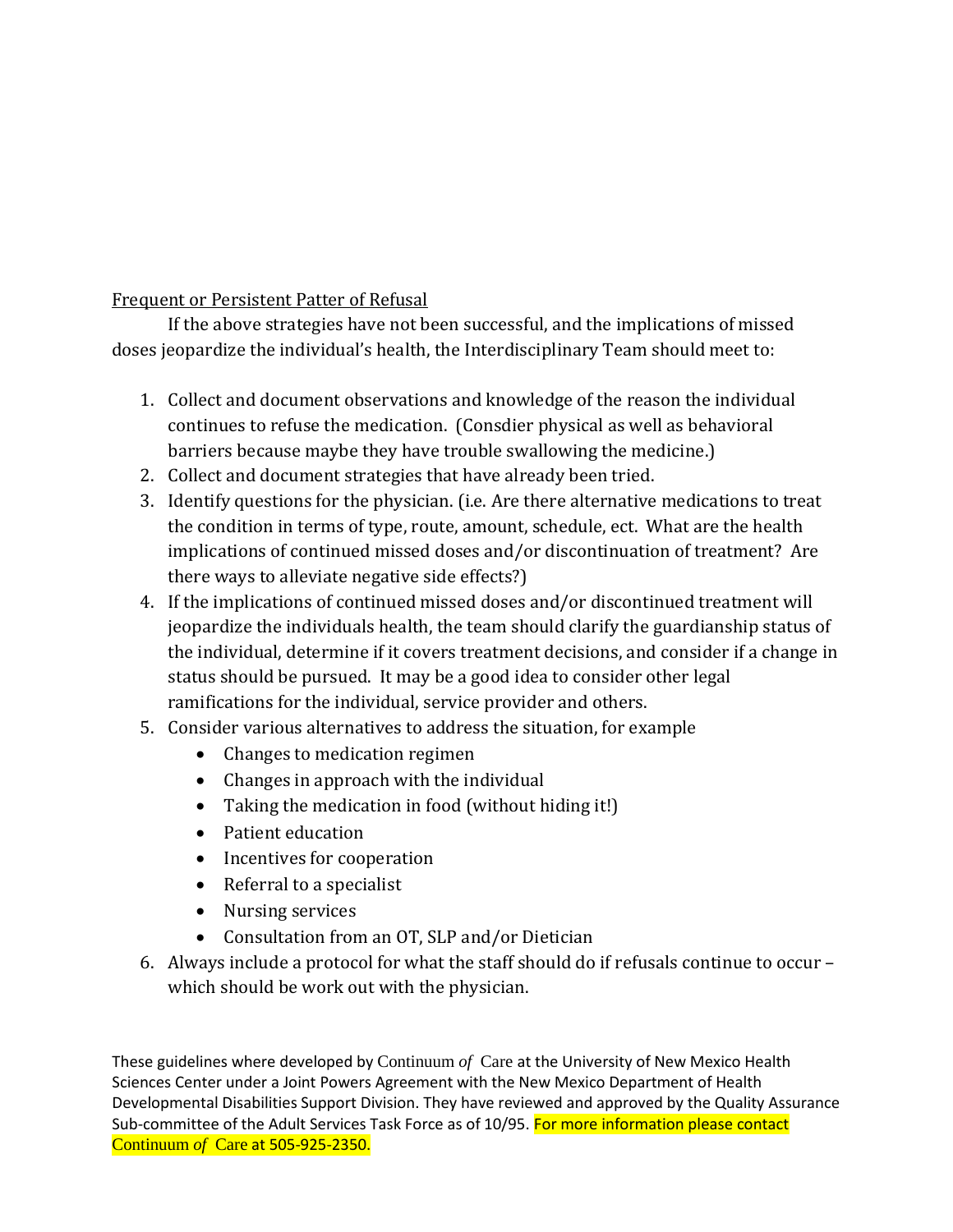Frequent or Persistent Patter of Refusal

If the above strategies have not been successful, and the implications of missed doses jeopardize the individual's health, the Interdisciplinary Team should meet to:

1. Collect and document observations and knowledge of the reason the individual continues to refuse the medication. (Consdier physical as well as behavioral barriers because maybe they have trouble swallowing the medicine.)
2. Collect and document strategies that have already been tried.
3. Identify questions for the physician. (i.e. Are there alternative medications to treat the condition in terms of type, route, amount, schedule, ect. What are the health implications of continued missed doses and/or discontinuation of treatment? Are there ways to alleviate negative side effects?)
4. If the implications of continued missed doses and/or discontinued treatment will jeopardize the individuals health, the team should clarify the guardianship status of the individual, determine if it covers treatment decisions, and consider if a change in status should be pursued. It may be a good idea to consider other legal ramifications for the individual, service provider and others.
5. Consider various alternatives to address the situation, for example
   - Changes to medication regimen
   - Changes in approach with the individual
   - Taking the medication in food (without hiding it!)
   - Patient education
   - Incentives for cooperation
   - Referral to a specialist
   - Nursing services
   - Consultation from an OT, SLP and/or Dietician
6. Always include a protocol for what the staff should do if refusals continue to occur – which should be work out with the physician.

These guidelines where developed by Continuum *of* Care at the University of New Mexico Health Sciences Center under a Joint Powers Agreement with the New Mexico Department of Health Developmental Disabilities Support Division. They have reviewed and approved by the Quality Assurance Sub-committee of the Adult Services Task Force as of 10/95. For more information please contact Continuum *of* Care at 505-925-2350.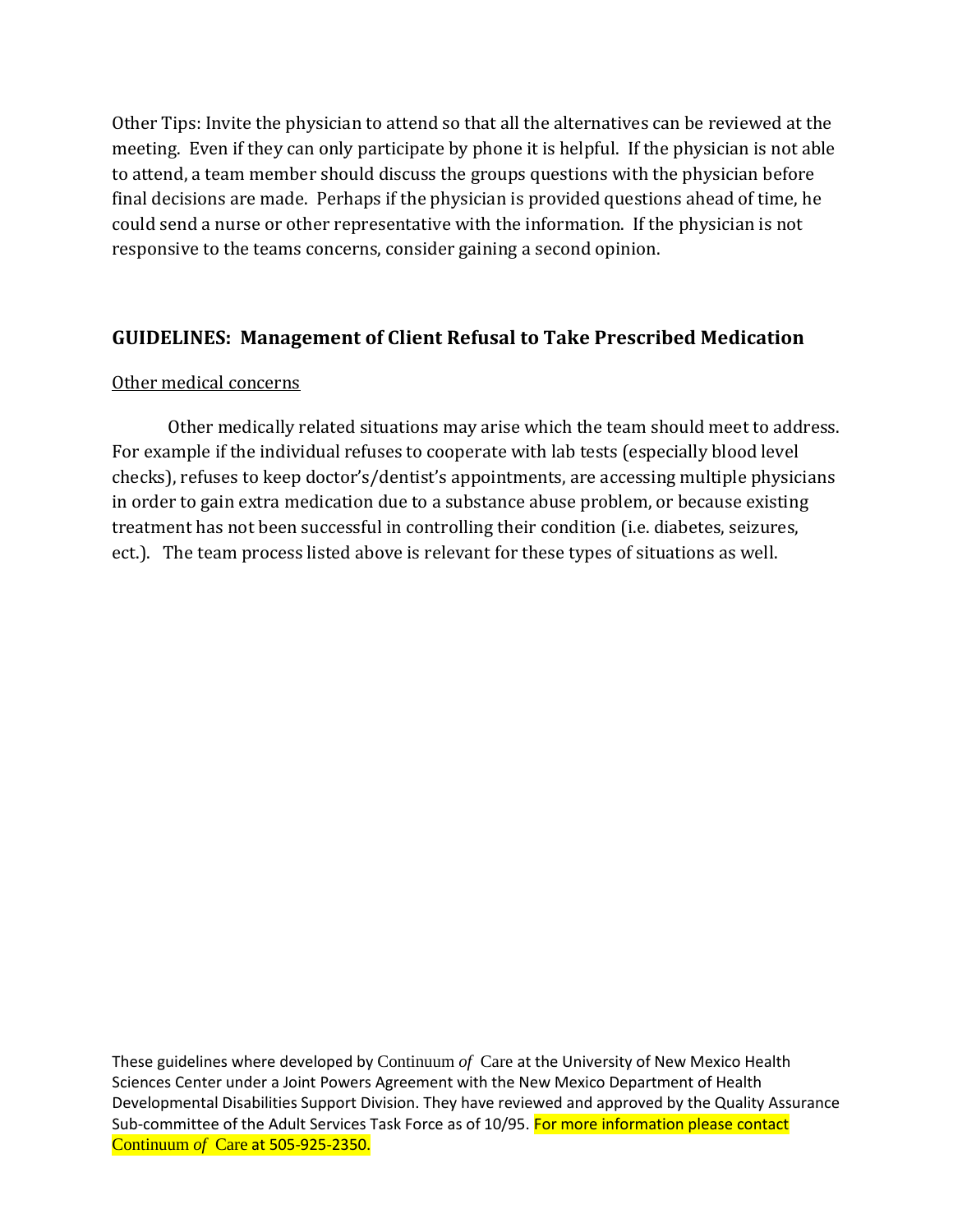Other Tips: Invite the physician to attend so that all the alternatives can be reviewed at the meeting. Even if they can only participate by phone it is helpful. If the physician is not able to attend, a team member should discuss the groups questions with the physician before final decisions are made. Perhaps if the physician is provided questions ahead of time, he could send a nurse or other representative with the information. If the physician is not responsive to the teams concerns, consider gaining a second opinion.

## GUIDELINES: Management of Client Refusal to Take Prescribed Medication

<u>Other medical concerns</u>

Other medically related situations may arise which the team should meet to address. For example if the individual refuses to cooperate with lab tests (especially blood level checks), refuses to keep doctor's/dentist's appointments, are accessing multiple physicians in order to gain extra medication due to a substance abuse problem, or because existing treatment has not been successful in controlling their condition (i.e. diabetes, seizures, ect.). The team process listed above is relevant for these types of situations as well.

These guidelines where developed by Continuum *of* Care at the University of New Mexico Health Sciences Center under a Joint Powers Agreement with the New Mexico Department of Health Developmental Disabilities Support Division. They have reviewed and approved by the Quality Assurance Sub-committee of the Adult Services Task Force as of 10/95. For more information please contact Continuum *of* Care at 505-925-2350.